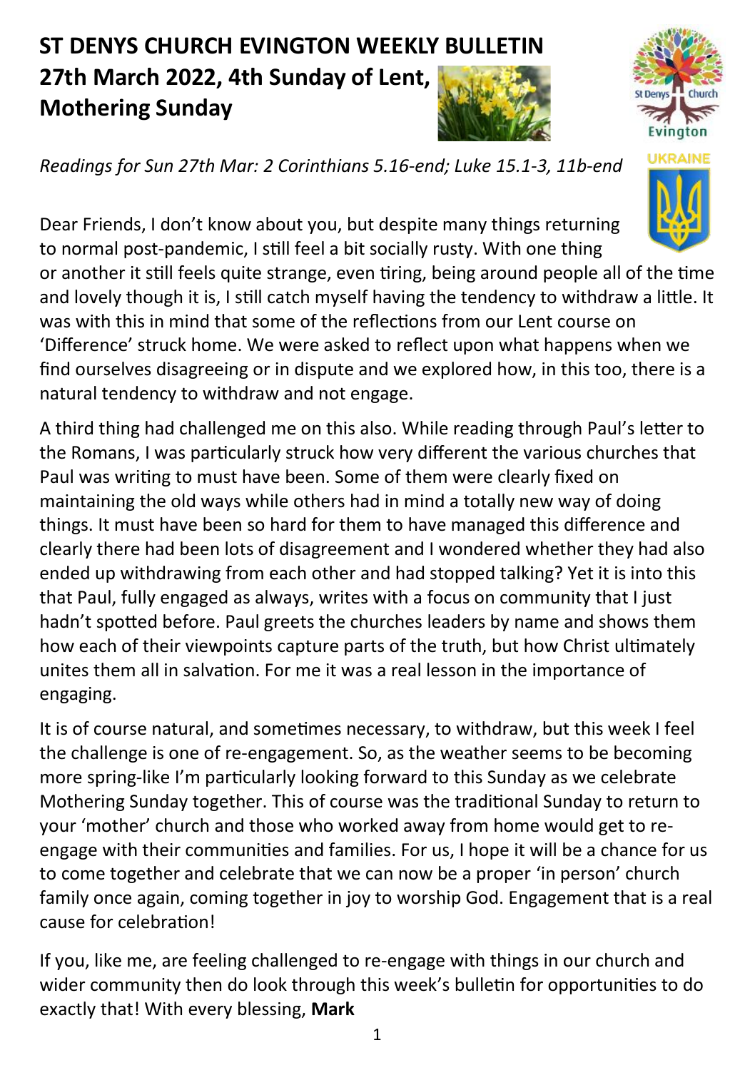# ST DENYS CHURCH EVINGTON WEEKLY BULLETIN
# 27th March 2022, 4th Sunday of Lent, Mothering Sunday

*Readings for Sun 27th Mar: 2 Corinthians 5.16-end; Luke 15.1-3, 11b-end*

Dear Friends, I don't know about you, but despite many things returning to normal post-pandemic, I still feel a bit socially rusty. With one thing or another it still feels quite strange, even tiring, being around people all of the time and lovely though it is, I still catch myself having the tendency to withdraw a little. It was with this in mind that some of the reflections from our Lent course on 'Difference' struck home. We were asked to reflect upon what happens when we find ourselves disagreeing or in dispute and we explored how, in this too, there is a natural tendency to withdraw and not engage.

A third thing had challenged me on this also. While reading through Paul's letter to the Romans, I was particularly struck how very different the various churches that Paul was writing to must have been. Some of them were clearly fixed on maintaining the old ways while others had in mind a totally new way of doing things. It must have been so hard for them to have managed this difference and clearly there had been lots of disagreement and I wondered whether they had also ended up withdrawing from each other and had stopped talking? Yet it is into this that Paul, fully engaged as always, writes with a focus on community that I just hadn't spotted before. Paul greets the churches leaders by name and shows them how each of their viewpoints capture parts of the truth, but how Christ ultimately unites them all in salvation. For me it was a real lesson in the importance of engaging.

It is of course natural, and sometimes necessary, to withdraw, but this week I feel the challenge is one of re-engagement. So, as the weather seems to be becoming more spring-like I'm particularly looking forward to this Sunday as we celebrate Mothering Sunday together. This of course was the traditional Sunday to return to your 'mother' church and those who worked away from home would get to re-engage with their communities and families. For us, I hope it will be a chance for us to come together and celebrate that we can now be a proper 'in person' church family once again, coming together in joy to worship God. Engagement that is a real cause for celebration!

If you, like me, are feeling challenged to re-engage with things in our church and wider community then do look through this week's bulletin for opportunities to do exactly that! With every blessing, **Mark**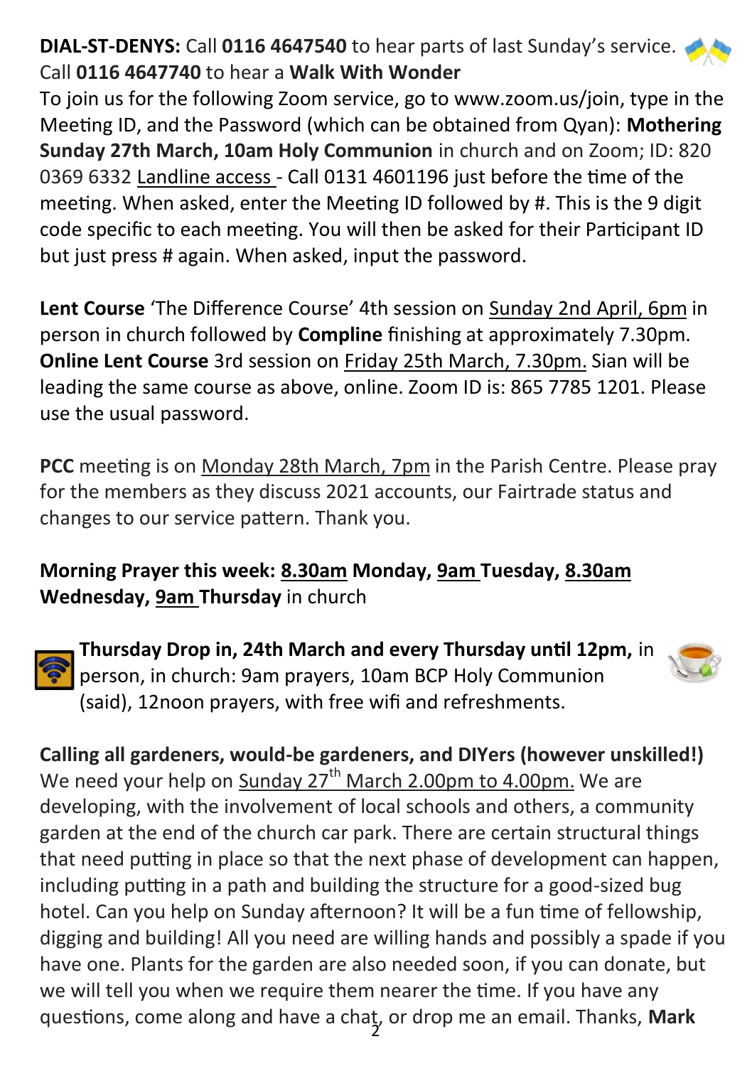**DIAL-ST-DENYS:** Call **0116 4647540** to hear parts of last Sunday's service. Call **0116 4647740** to hear a **Walk With Wonder**

To join us for the following Zoom service, go to www.zoom.us/join, type in the Meeting ID, and the Password (which can be obtained from Qyan): **Mothering Sunday 27th March, 10am Holy Communion** in church and on Zoom; ID: 820 0369 6332 Landline access - Call 0131 4601196 just before the time of the meeting. When asked, enter the Meeting ID followed by #. This is the 9 digit code specific to each meeting. You will then be asked for their Participant ID but just press # again. When asked, input the password.

**Lent Course** 'The Difference Course' 4th session on Sunday 2nd April, 6pm in person in church followed by **Compline** finishing at approximately 7.30pm. **Online Lent Course** 3rd session on Friday 25th March, 7.30pm. Sian will be leading the same course as above, online. Zoom ID is: 865 7785 1201. Please use the usual password.

**PCC** meeting is on Monday 28th March, 7pm in the Parish Centre. Please pray for the members as they discuss 2021 accounts, our Fairtrade status and changes to our service pattern. Thank you.

**Morning Prayer this week: 8.30am Monday, 9am Tuesday, 8.30am Wednesday, 9am Thursday** in church

**Thursday Drop in, 24th March and every Thursday until 12pm,** in person, in church: 9am prayers, 10am BCP Holy Communion (said), 12noon prayers, with free wifi and refreshments.

**Calling all gardeners, would-be gardeners, and DIYers (however unskilled!)**
We need your help on Sunday 27th March 2.00pm to 4.00pm. We are developing, with the involvement of local schools and others, a community garden at the end of the church car park. There are certain structural things that need putting in place so that the next phase of development can happen, including putting in a path and building the structure for a good-sized bug hotel. Can you help on Sunday afternoon? It will be a fun time of fellowship, digging and building! All you need are willing hands and possibly a spade if you have one. Plants for the garden are also needed soon, if you can donate, but we will tell you when we require them nearer the time. If you have any questions, come along and have a chat, or drop me an email. Thanks, **Mark**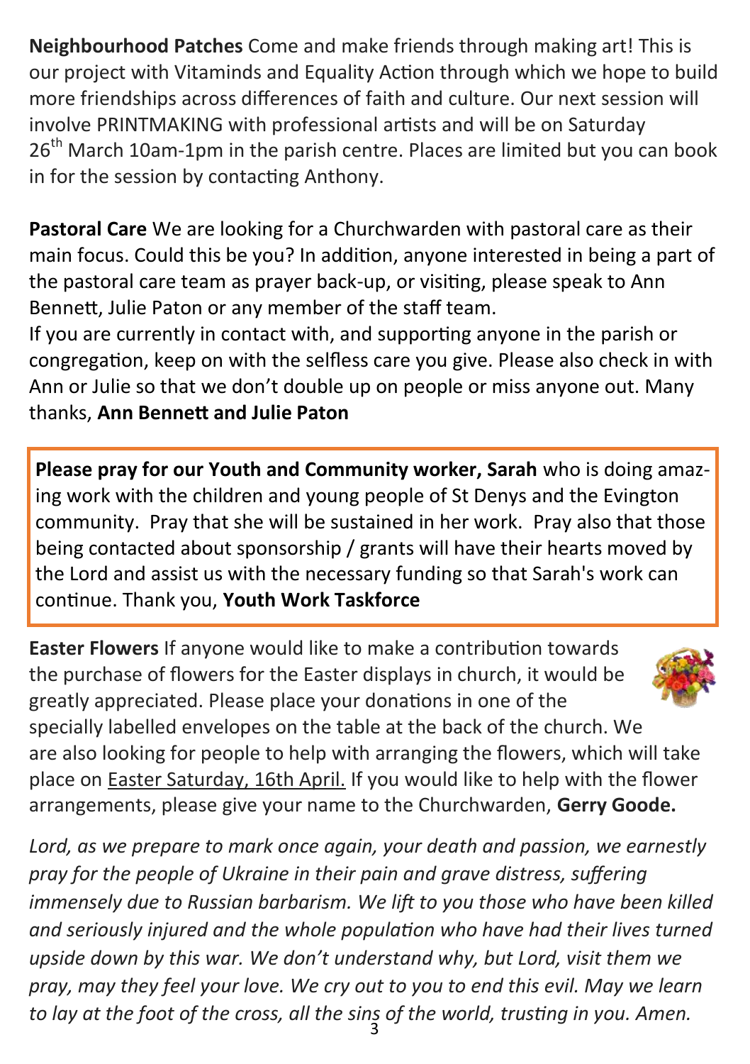**Neighbourhood Patches** Come and make friends through making art! This is our project with Vitaminds and Equality Action through which we hope to build more friendships across differences of faith and culture. Our next session will involve PRINTMAKING with professional artists and will be on Saturday 26th March 10am-1pm in the parish centre. Places are limited but you can book in for the session by contacting Anthony.

**Pastoral Care** We are looking for a Churchwarden with pastoral care as their main focus. Could this be you? In addition, anyone interested in being a part of the pastoral care team as prayer back-up, or visiting, please speak to Ann Bennett, Julie Paton or any member of the staff team.
If you are currently in contact with, and supporting anyone in the parish or congregation, keep on with the selfless care you give. Please also check in with Ann or Julie so that we don't double up on people or miss anyone out. Many thanks, **Ann Bennett and Julie Paton**

**Please pray for our Youth and Community worker, Sarah** who is doing amazing work with the children and young people of St Denys and the Evington community. Pray that she will be sustained in her work. Pray also that those being contacted about sponsorship / grants will have their hearts moved by the Lord and assist us with the necessary funding so that Sarah's work can continue. Thank you, **Youth Work Taskforce**

**Easter Flowers** If anyone would like to make a contribution towards the purchase of flowers for the Easter displays in church, it would be greatly appreciated. Please place your donations in one of the specially labelled envelopes on the table at the back of the church. We are also looking for people to help with arranging the flowers, which will take place on Easter Saturday, 16th April. If you would like to help with the flower arrangements, please give your name to the Churchwarden, **Gerry Goode.**

*Lord, as we prepare to mark once again, your death and passion, we earnestly pray for the people of Ukraine in their pain and grave distress, suffering immensely due to Russian barbarism. We lift to you those who have been killed and seriously injured and the whole population who have had their lives turned upside down by this war. We don't understand why, but Lord, visit them we pray, may they feel your love. We cry out to you to end this evil. May we learn to lay at the foot of the cross, all the sins of the world, trusting in you. Amen.*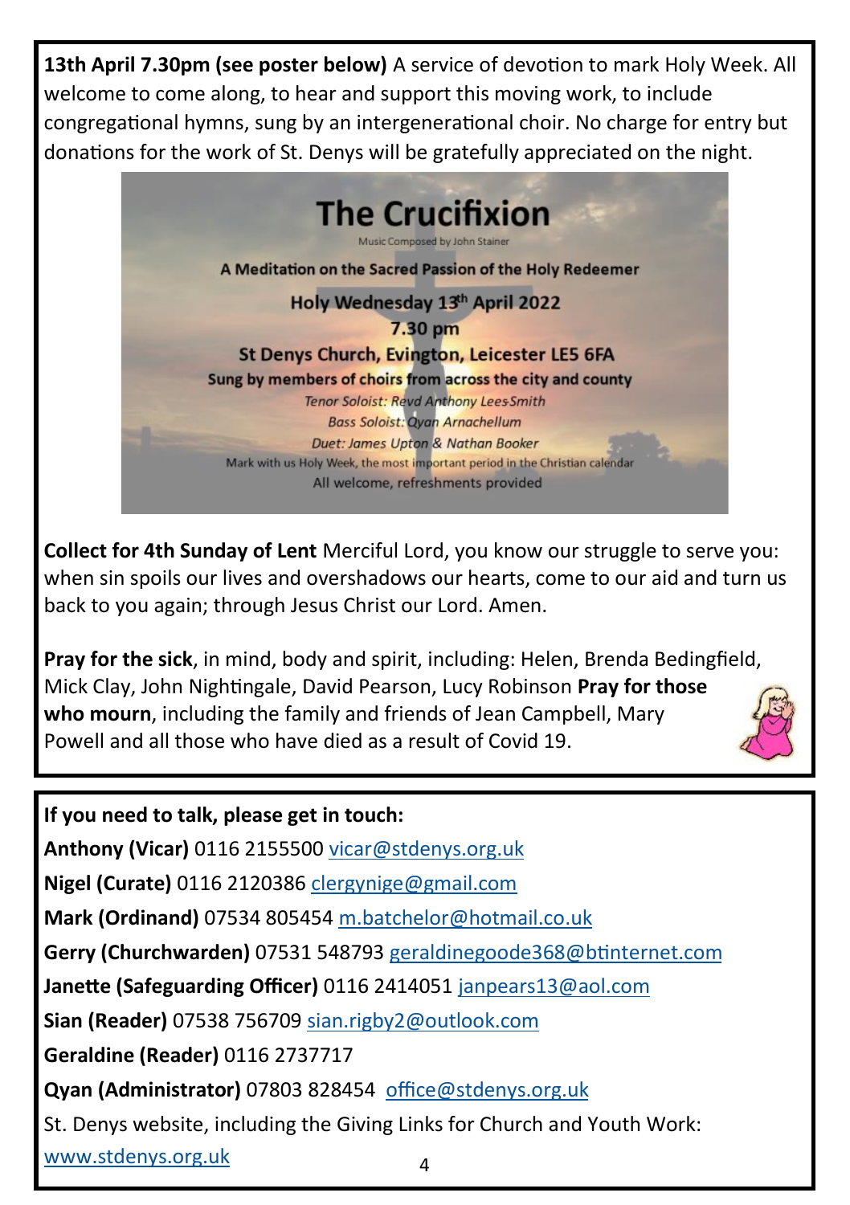**13th April 7.30pm (see poster below)** A service of devotion to mark Holy Week. All welcome to come along, to hear and support this moving work, to include congregational hymns, sung by an intergenerational choir. No charge for entry but donations for the work of St. Denys will be gratefully appreciated on the night.

# The Crucifixion

Music Composed by John Stainer

**A Meditation on the Sacred Passion of the Holy Redeemer**

**Holy Wednesday 13th April 2022**

**7.30 pm**

**St Denys Church, Evington, Leicester LE5 6FA**

**Sung by members of choirs from across the city and county**

*Tenor Soloist: Revd Anthony Lees-Smith*

*Bass Soloist: Qyan Arnachellum*

*Duet: James Upton & Nathan Booker*

Mark with us Holy Week, the most important period in the Christian calendar

All welcome, refreshments provided

**Collect for 4th Sunday of Lent** Merciful Lord, you know our struggle to serve you: when sin spoils our lives and overshadows our hearts, come to our aid and turn us back to you again; through Jesus Christ our Lord. Amen.

**Pray for the sick**, in mind, body and spirit, including: Helen, Brenda Bedingfield, Mick Clay, John Nightingale, David Pearson, Lucy Robinson **Pray for those who mourn**, including the family and friends of Jean Campbell, Mary Powell and all those who have died as a result of Covid 19.

**If you need to talk, please get in touch:**

**Anthony (Vicar)** 0116 2155500 vicar@stdenys.org.uk

**Nigel (Curate)** 0116 2120386 clergynige@gmail.com

**Mark (Ordinand)** 07534 805454 m.batchelor@hotmail.co.uk

**Gerry (Churchwarden)** 07531 548793 geraldinegoode368@btinternet.com

**Janette (Safeguarding Officer)** 0116 2414051 janpears13@aol.com

**Sian (Reader)** 07538 756709 sian.rigby2@outlook.com

**Geraldine (Reader)** 0116 2737717

**Qyan (Administrator)** 07803 828454 office@stdenys.org.uk

St. Denys website, including the Giving Links for Church and Youth Work:

www.stdenys.org.uk